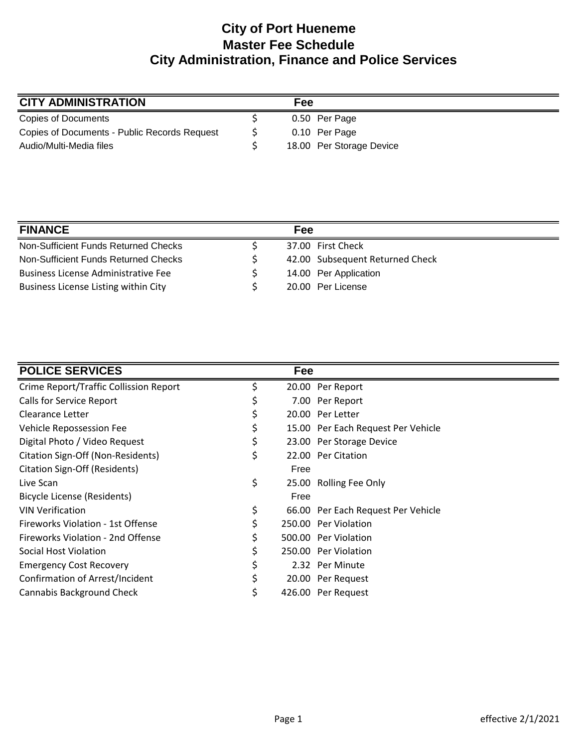# City of Port Hueneme
## Master Fee Schedule
## City Administration, Finance and Police Services

| CITY ADMINISTRATION | Fee | |
|---|---|---|
| Copies of Documents | $ 0.50 | Per Page |
| Copies of Documents - Public Records Request | $ 0.10 | Per Page |
| Audio/Multi-Media files | $ 18.00 | Per Storage Device |

| FINANCE | Fee | |
|---|---|---|
| Non-Sufficient Funds Returned Checks | $ 37.00 | First Check |
| Non-Sufficient Funds Returned Checks | $ 42.00 | Subsequent Returned Check |
| Business License Administrative Fee | $ 14.00 | Per Application |
| Business License Listing within City | $ 20.00 | Per License |

| POLICE SERVICES | Fee | |
|---|---|---|
| Crime Report/Traffic Collission Report | $ 20.00 | Per Report |
| Calls for Service Report | $ 7.00 | Per Report |
| Clearance Letter | $ 20.00 | Per Letter |
| Vehicle Repossession Fee | $ 15.00 | Per Each Request Per Vehicle |
| Digital Photo / Video Request | $ 23.00 | Per Storage Device |
| Citation Sign-Off (Non-Residents) | $ 22.00 | Per Citation |
| Citation Sign-Off (Residents) | Free | |
| Live Scan | $ 25.00 | Rolling Fee Only |
| Bicycle License (Residents) | Free | |
| VIN Verification | $ 66.00 | Per Each Request Per Vehicle |
| Fireworks Violation - 1st Offense | $ 250.00 | Per Violation |
| Fireworks Violation - 2nd Offense | $ 500.00 | Per Violation |
| Social Host Violation | $ 250.00 | Per Violation |
| Emergency Cost Recovery | $ 2.32 | Per Minute |
| Confirmation of Arrest/Incident | $ 20.00 | Per Request |
| Cannabis Background Check | $ 426.00 | Per Request |

effective 2/1/2021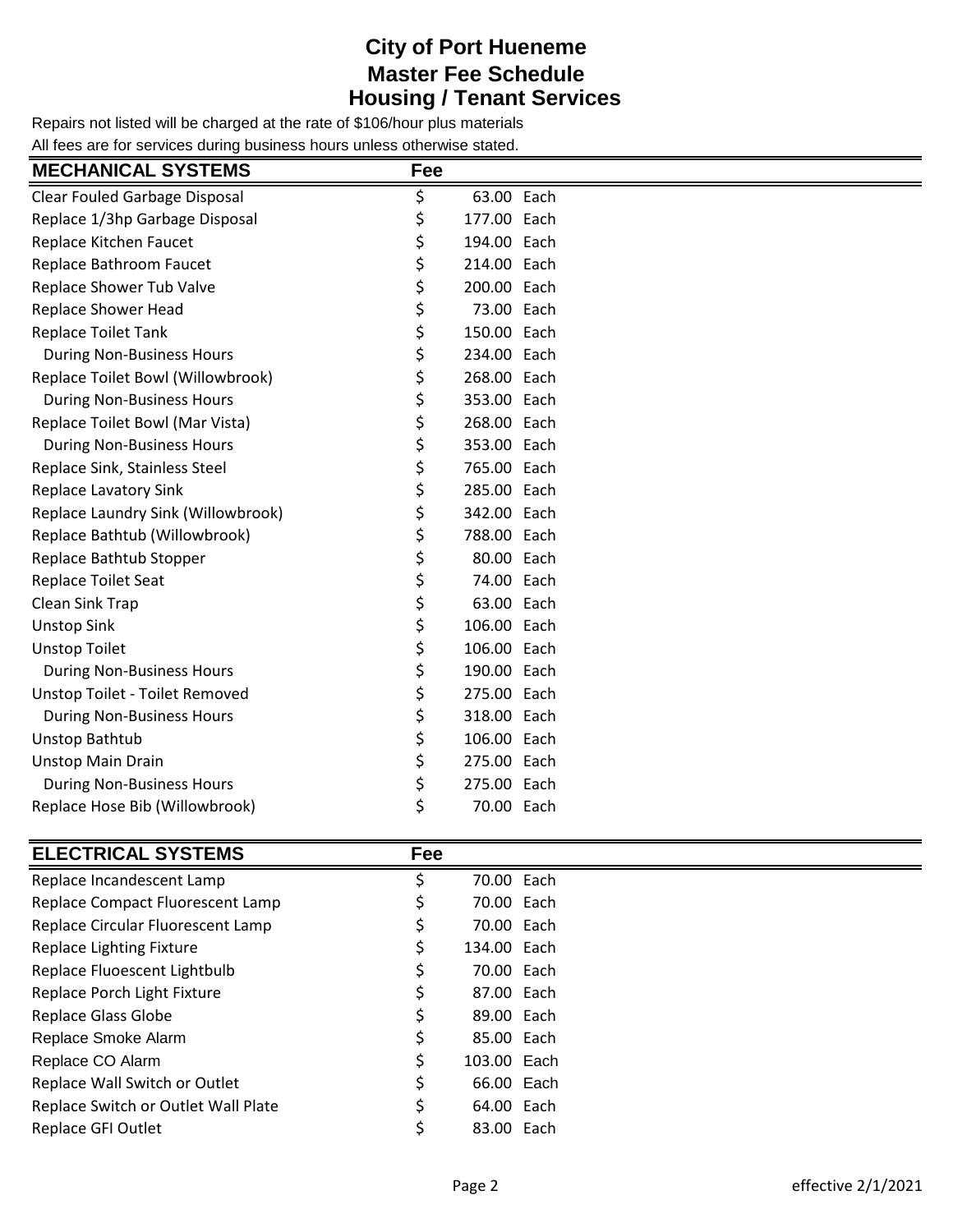# City of Port Hueneme
## Master Fee Schedule
## Housing / Tenant Services

Repairs not listed will be charged at the rate of $106/hour plus materials

All fees are for services during business hours unless otherwise stated.

| MECHANICAL SYSTEMS | Fee | |
|---|---|---|
| Clear Fouled Garbage Disposal | $ 63.00 | Each |
| Replace 1/3hp Garbage Disposal | $ 177.00 | Each |
| Replace Kitchen Faucet | $ 194.00 | Each |
| Replace Bathroom Faucet | $ 214.00 | Each |
| Replace Shower Tub Valve | $ 200.00 | Each |
| Replace Shower Head | $ 73.00 | Each |
| Replace Toilet Tank | $ 150.00 | Each |
| During Non-Business Hours | $ 234.00 | Each |
| Replace Toilet Bowl (Willowbrook) | $ 268.00 | Each |
| During Non-Business Hours | $ 353.00 | Each |
| Replace Toilet Bowl (Mar Vista) | $ 268.00 | Each |
| During Non-Business Hours | $ 353.00 | Each |
| Replace Sink, Stainless Steel | $ 765.00 | Each |
| Replace Lavatory Sink | $ 285.00 | Each |
| Replace Laundry Sink (Willowbrook) | $ 342.00 | Each |
| Replace Bathtub (Willowbrook) | $ 788.00 | Each |
| Replace Bathtub Stopper | $ 80.00 | Each |
| Replace Toilet Seat | $ 74.00 | Each |
| Clean Sink Trap | $ 63.00 | Each |
| Unstop Sink | $ 106.00 | Each |
| Unstop Toilet | $ 106.00 | Each |
| During Non-Business Hours | $ 190.00 | Each |
| Unstop Toilet - Toilet Removed | $ 275.00 | Each |
| During Non-Business Hours | $ 318.00 | Each |
| Unstop Bathtub | $ 106.00 | Each |
| Unstop Main Drain | $ 275.00 | Each |
| During Non-Business Hours | $ 275.00 | Each |
| Replace Hose Bib (Willowbrook) | $ 70.00 | Each |

| ELECTRICAL SYSTEMS | Fee | |
|---|---|---|
| Replace Incandescent Lamp | $ 70.00 | Each |
| Replace Compact Fluorescent Lamp | $ 70.00 | Each |
| Replace Circular Fluorescent Lamp | $ 70.00 | Each |
| Replace Lighting Fixture | $ 134.00 | Each |
| Replace Fluoescent Lightbulb | $ 70.00 | Each |
| Replace Porch Light Fixture | $ 87.00 | Each |
| Replace Glass Globe | $ 89.00 | Each |
| Replace Smoke Alarm | $ 85.00 | Each |
| Replace CO Alarm | $ 103.00 | Each |
| Replace Wall Switch or Outlet | $ 66.00 | Each |
| Replace Switch or Outlet Wall Plate | $ 64.00 | Each |
| Replace GFI Outlet | $ 83.00 | Each |

effective 2/1/2021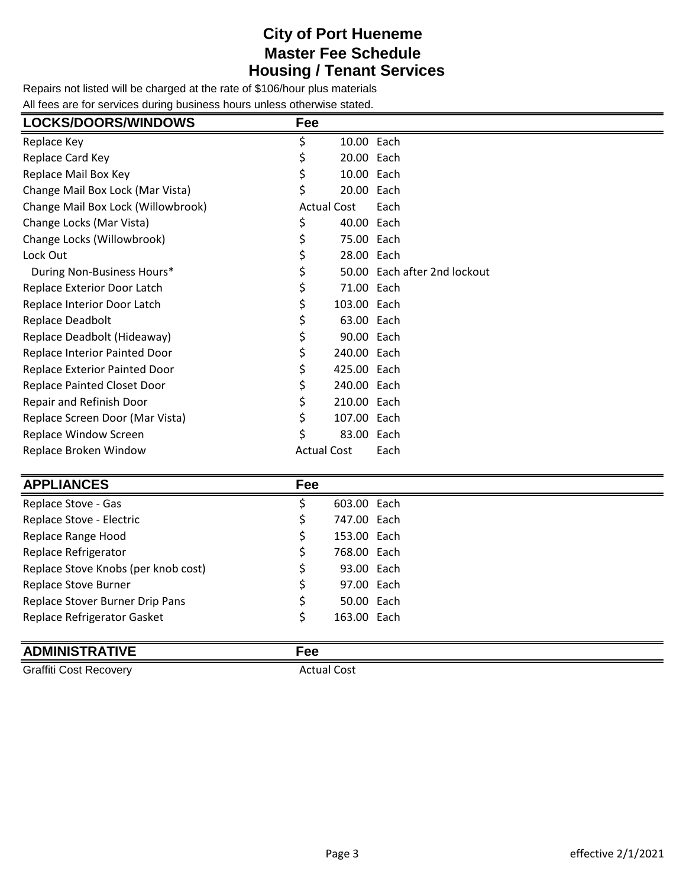# City of Port Hueneme
# Master Fee Schedule
## Housing / Tenant Services

Repairs not listed will be charged at the rate of $106/hour plus materials

All fees are for services during business hours unless otherwise stated.

| LOCKS/DOORS/WINDOWS | Fee | |
|---|---|---|
| Replace Key | $ 10.00 | Each |
| Replace Card Key | $ 20.00 | Each |
| Replace Mail Box Key | $ 10.00 | Each |
| Change Mail Box Lock (Mar Vista) | $ 20.00 | Each |
| Change Mail Box Lock (Willowbrook) | Actual Cost | Each |
| Change Locks (Mar Vista) | $ 40.00 | Each |
| Change Locks (Willowbrook) | $ 75.00 | Each |
| Lock Out | $ 28.00 | Each |
| During Non-Business Hours* | $ 50.00 | Each after 2nd lockout |
| Replace Exterior Door Latch | $ 71.00 | Each |
| Replace Interior Door Latch | $ 103.00 | Each |
| Replace Deadbolt | $ 63.00 | Each |
| Replace Deadbolt (Hideaway) | $ 90.00 | Each |
| Replace Interior Painted Door | $ 240.00 | Each |
| Replace Exterior Painted Door | $ 425.00 | Each |
| Replace Painted Closet Door | $ 240.00 | Each |
| Repair and Refinish Door | $ 210.00 | Each |
| Replace Screen Door (Mar Vista) | $ 107.00 | Each |
| Replace Window Screen | $ 83.00 | Each |
| Replace Broken Window | Actual Cost | Each |

| APPLIANCES | Fee | |
|---|---|---|
| Replace Stove - Gas | $ 603.00 | Each |
| Replace Stove - Electric | $ 747.00 | Each |
| Replace Range Hood | $ 153.00 | Each |
| Replace Refrigerator | $ 768.00 | Each |
| Replace Stove Knobs (per knob cost) | $ 93.00 | Each |
| Replace Stove Burner | $ 97.00 | Each |
| Replace Stover Burner Drip Pans | $ 50.00 | Each |
| Replace Refrigerator Gasket | $ 163.00 | Each |

| ADMINISTRATIVE | Fee |
|---|---|
| Graffiti Cost Recovery | Actual Cost |

effective 2/1/2021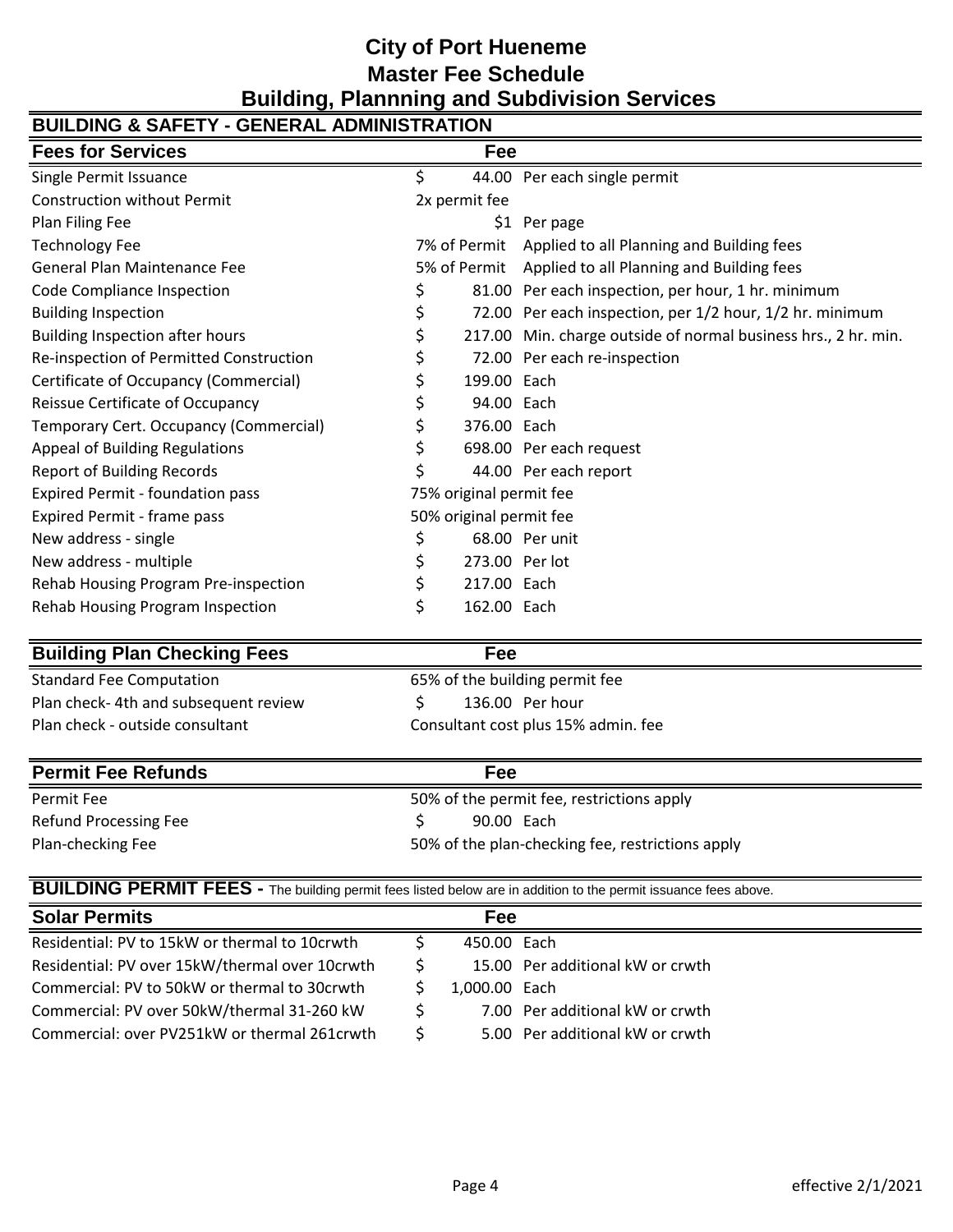# City of Port Hueneme
# Master Fee Schedule
# Building, Plannning and Subdivision Services

## BUILDING & SAFETY - GENERAL ADMINISTRATION

| Fees for Services | Fee | |
|---|---|---|
| Single Permit Issuance | $ 44.00 | Per each single permit |
| Construction without Permit | 2x permit fee | |
| Plan Filing Fee | $1 | Per page |
| Technology Fee | 7% of Permit | Applied to all Planning and Building fees |
| General Plan Maintenance Fee | 5% of Permit | Applied to all Planning and Building fees |
| Code Compliance Inspection | $ 81.00 | Per each inspection, per hour, 1 hr. minimum |
| Building Inspection | $ 72.00 | Per each inspection, per 1/2 hour, 1/2 hr. minimum |
| Building Inspection after hours | $ 217.00 | Min. charge outside of normal business hrs., 2 hr. min. |
| Re-inspection of Permitted Construction | $ 72.00 | Per each re-inspection |
| Certificate of Occupancy (Commercial) | $ 199.00 | Each |
| Reissue Certificate of Occupancy | $ 94.00 | Each |
| Temporary Cert. Occupancy (Commercial) | $ 376.00 | Each |
| Appeal of Building Regulations | $ 698.00 | Per each request |
| Report of Building Records | $ 44.00 | Per each report |
| Expired Permit - foundation pass | 75% original permit fee | |
| Expired Permit - frame pass | 50% original permit fee | |
| New address - single | $ 68.00 | Per unit |
| New address - multiple | $ 273.00 | Per lot |
| Rehab Housing Program Pre-inspection | $ 217.00 | Each |
| Rehab Housing Program Inspection | $ 162.00 | Each |

| Building Plan Checking Fees | Fee | |
|---|---|---|
| Standard Fee Computation | 65% of the building permit fee | |
| Plan check- 4th and subsequent review | $ 136.00 | Per hour |
| Plan check - outside consultant | Consultant cost plus 15% admin. fee | |

| Permit Fee Refunds | Fee | |
|---|---|---|
| Permit Fee | 50% of the permit fee, restrictions apply | |
| Refund Processing Fee | $ 90.00 | Each |
| Plan-checking Fee | 50% of the plan-checking fee, restrictions apply | |

## BUILDING PERMIT FEES - The building permit fees listed below are in addition to the permit issuance fees above.

| Solar Permits | Fee | |
|---|---|---|
| Residential: PV to 15kW or thermal to 10crwth | $ 450.00 | Each |
| Residential: PV over 15kW/thermal over 10crwth | $ 15.00 | Per additional kW or crwth |
| Commercial: PV to 50kW or thermal to 30crwth | $ 1,000.00 | Each |
| Commercial: PV over 50kW/thermal 31-260 kW | $ 7.00 | Per additional kW or crwth |
| Commercial: over PV251kW or thermal 261crwth | $ 5.00 | Per additional kW or crwth |

effective 2/1/2021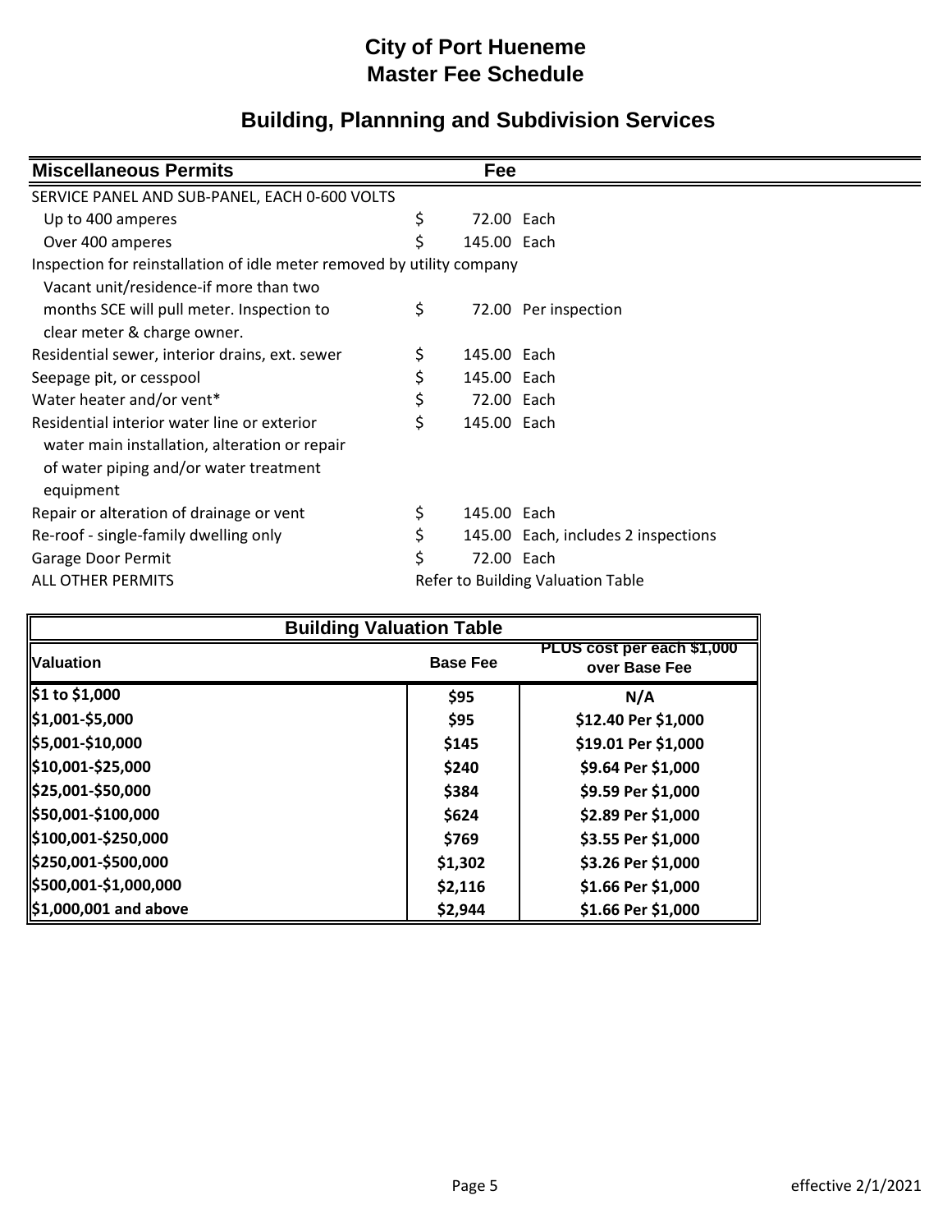# City of Port Hueneme
# Master Fee Schedule

## Building, Plannning and Subdivision Services

| Miscellaneous Permits | Fee | |
|---|---|---|
| SERVICE PANEL AND SUB-PANEL, EACH 0-600 VOLTS | | |
| Up to 400 amperes | $ 72.00 | Each |
| Over 400 amperes | $ 145.00 | Each |
| Inspection for reinstallation of idle meter removed by utility company | | |
| Vacant unit/residence-if more than two months SCE will pull meter. Inspection to clear meter & charge owner. | $ 72.00 | Per inspection |
| Residential sewer, interior drains, ext. sewer | $ 145.00 | Each |
| Seepage pit, or cesspool | $ 145.00 | Each |
| Water heater and/or vent* | $ 72.00 | Each |
| Residential interior water line or exterior water main installation, alteration or repair of water piping and/or water treatment equipment | $ 145.00 | Each |
| Repair or alteration of drainage or vent | $ 145.00 | Each |
| Re-roof - single-family dwelling only | $ 145.00 | Each, includes 2 inspections |
| Garage Door Permit | $ 72.00 | Each |
| ALL OTHER PERMITS | Refer to Building Valuation Table | |

**Building Valuation Table**

| Valuation | Base Fee | PLUS cost per each $1,000 over Base Fee |
|---|---|---|
| **$1 to $1,000** | **$95** | **N/A** |
| **$1,001-$5,000** | **$95** | **$12.40 Per $1,000** |
| **$5,001-$10,000** | **$145** | **$19.01 Per $1,000** |
| **$10,001-$25,000** | **$240** | **$9.64 Per $1,000** |
| **$25,001-$50,000** | **$384** | **$9.59 Per $1,000** |
| **$50,001-$100,000** | **$624** | **$2.89 Per $1,000** |
| **$100,001-$250,000** | **$769** | **$3.55 Per $1,000** |
| **$250,001-$500,000** | **$1,302** | **$3.26 Per $1,000** |
| **$500,001-$1,000,000** | **$2,116** | **$1.66 Per $1,000** |
| **$1,000,001 and above** | **$2,944** | **$1.66 Per $1,000** |

effective 2/1/2021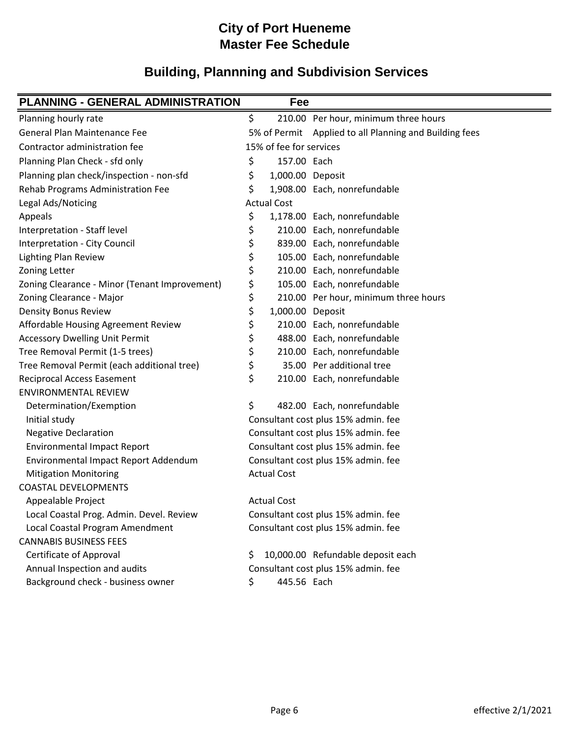# City of Port Hueneme
# Master Fee Schedule

## Building, Plannning and Subdivision Services

| PLANNING - GENERAL ADMINISTRATION | Fee | |
|---|---|---|
| Planning hourly rate | $ 210.00 | Per hour, minimum three hours |
| General Plan Maintenance Fee | 5% of Permit | Applied to all Planning and Building fees |
| Contractor administration fee | 15% of fee for services | |
| Planning Plan Check - sfd only | $ 157.00 | Each |
| Planning plan check/inspection - non-sfd | $ 1,000.00 | Deposit |
| Rehab Programs Administration Fee | $ 1,908.00 | Each, nonrefundable |
| Legal Ads/Noticing | Actual Cost | |
| Appeals | $ 1,178.00 | Each, nonrefundable |
| Interpretation - Staff level | $ 210.00 | Each, nonrefundable |
| Interpretation - City Council | $ 839.00 | Each, nonrefundable |
| Lighting Plan Review | $ 105.00 | Each, nonrefundable |
| Zoning Letter | $ 210.00 | Each, nonrefundable |
| Zoning Clearance - Minor (Tenant Improvement) | $ 105.00 | Each, nonrefundable |
| Zoning Clearance - Major | $ 210.00 | Per hour, minimum three hours |
| Density Bonus Review | $ 1,000.00 | Deposit |
| Affordable Housing Agreement Review | $ 210.00 | Each, nonrefundable |
| Accessory Dwelling Unit Permit | $ 488.00 | Each, nonrefundable |
| Tree Removal Permit (1-5 trees) | $ 210.00 | Each, nonrefundable |
| Tree Removal Permit (each additional tree) | $ 35.00 | Per additional tree |
| Reciprocal Access Easement | $ 210.00 | Each, nonrefundable |
| ENVIRONMENTAL REVIEW | | |
| Determination/Exemption | $ 482.00 | Each, nonrefundable |
| Initial study | Consultant cost plus 15% admin. fee | |
| Negative Declaration | Consultant cost plus 15% admin. fee | |
| Environmental Impact Report | Consultant cost plus 15% admin. fee | |
| Environmental Impact Report Addendum | Consultant cost plus 15% admin. fee | |
| Mitigation Monitoring | Actual Cost | |
| COASTAL DEVELOPMENTS | | |
| Appealable Project | Actual Cost | |
| Local Coastal Prog. Admin. Devel. Review | Consultant cost plus 15% admin. fee | |
| Local Coastal Program Amendment | Consultant cost plus 15% admin. fee | |
| CANNABIS BUSINESS FEES | | |
| Certificate of Approval | $ 10,000.00 | Refundable deposit each |
| Annual Inspection and audits | Consultant cost plus 15% admin. fee | |
| Background check - business owner | $ 445.56 | Each |

effective 2/1/2021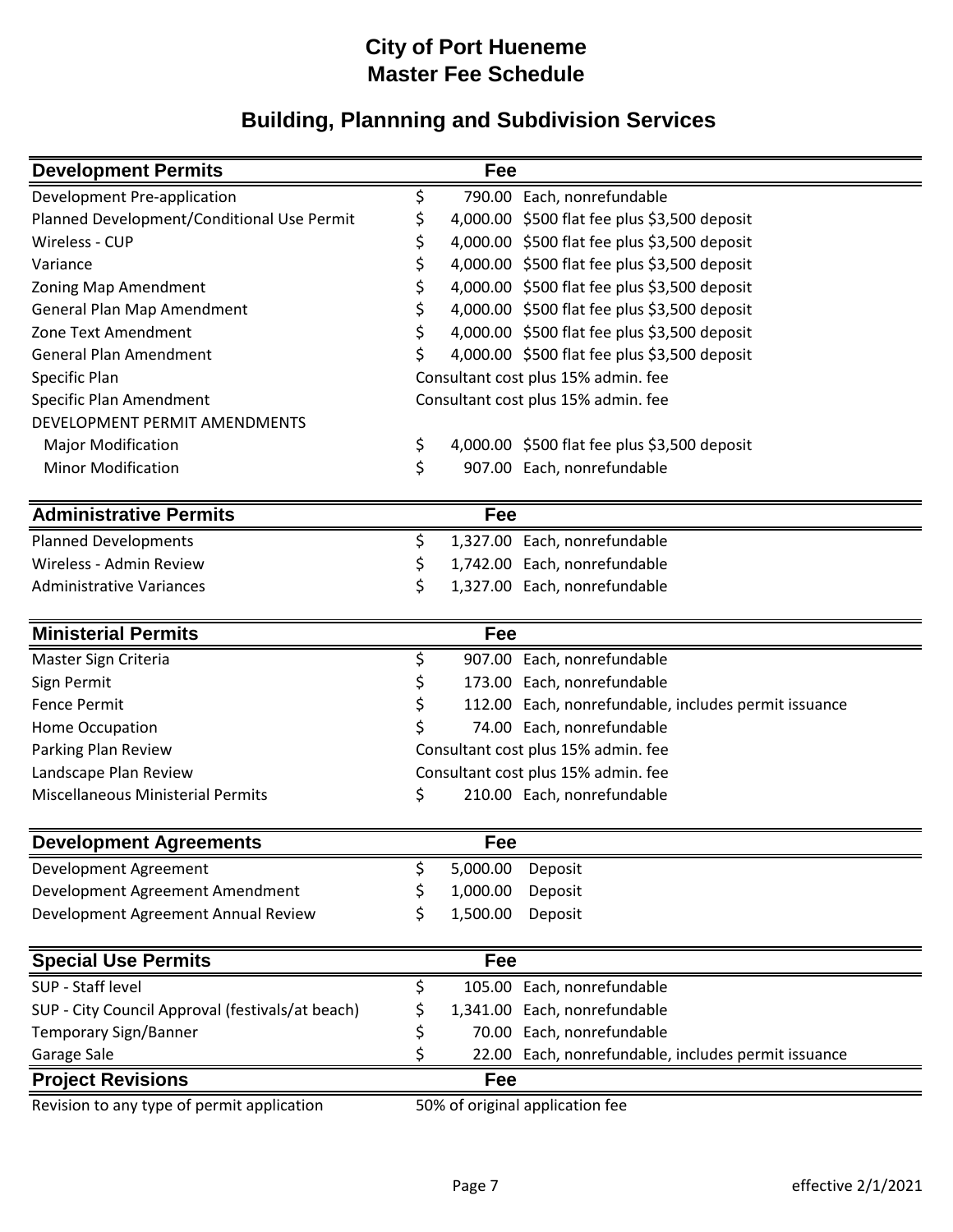# City of Port Hueneme
# Master Fee Schedule

## Building, Plannning and Subdivision Services

| Development Permits | Fee | |
|---|---|---|
| Development Pre-application | $ 790.00 | Each, nonrefundable |
| Planned Development/Conditional Use Permit | $ 4,000.00 | $500 flat fee plus $3,500 deposit |
| Wireless - CUP | $ 4,000.00 | $500 flat fee plus $3,500 deposit |
| Variance | $ 4,000.00 | $500 flat fee plus $3,500 deposit |
| Zoning Map Amendment | $ 4,000.00 | $500 flat fee plus $3,500 deposit |
| General Plan Map Amendment | $ 4,000.00 | $500 flat fee plus $3,500 deposit |
| Zone Text Amendment | $ 4,000.00 | $500 flat fee plus $3,500 deposit |
| General Plan Amendment | $ 4,000.00 | $500 flat fee plus $3,500 deposit |
| Specific Plan | Consultant cost plus 15% admin. fee | |
| Specific Plan Amendment | Consultant cost plus 15% admin. fee | |
| DEVELOPMENT PERMIT AMENDMENTS | | |
| Major Modification | $ 4,000.00 | $500 flat fee plus $3,500 deposit |
| Minor Modification | $ 907.00 | Each, nonrefundable |

| Administrative Permits | Fee | |
|---|---|---|
| Planned Developments | $ 1,327.00 | Each, nonrefundable |
| Wireless - Admin Review | $ 1,742.00 | Each, nonrefundable |
| Administrative Variances | $ 1,327.00 | Each, nonrefundable |

| Ministerial Permits | Fee | |
|---|---|---|
| Master Sign Criteria | $ 907.00 | Each, nonrefundable |
| Sign Permit | $ 173.00 | Each, nonrefundable |
| Fence Permit | $ 112.00 | Each, nonrefundable, includes permit issuance |
| Home Occupation | $ 74.00 | Each, nonrefundable |
| Parking Plan Review | Consultant cost plus 15% admin. fee | |
| Landscape Plan Review | Consultant cost plus 15% admin. fee | |
| Miscellaneous Ministerial Permits | $ 210.00 | Each, nonrefundable |

| Development Agreements | Fee | |
|---|---|---|
| Development Agreement | $ 5,000.00 | Deposit |
| Development Agreement Amendment | $ 1,000.00 | Deposit |
| Development Agreement Annual Review | $ 1,500.00 | Deposit |

| Special Use Permits | Fee | |
|---|---|---|
| SUP - Staff level | $ 105.00 | Each, nonrefundable |
| SUP - City Council Approval (festivals/at beach) | $ 1,341.00 | Each, nonrefundable |
| Temporary Sign/Banner | $ 70.00 | Each, nonrefundable |
| Garage Sale | $ 22.00 | Each, nonrefundable, includes permit issuance |

| Project Revisions | Fee |
|---|---|
| Revision to any type of permit application | 50% of original application fee |

effective 2/1/2021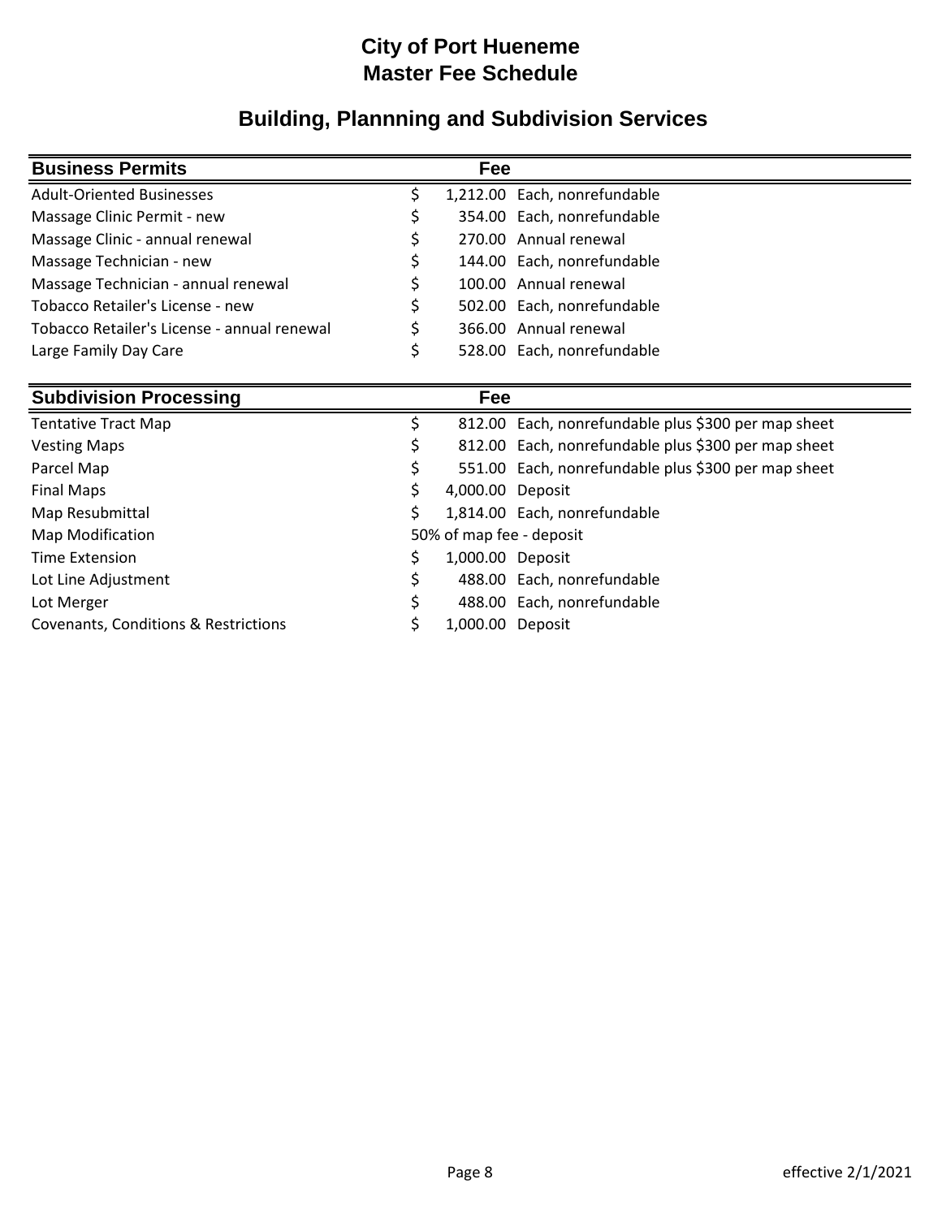# City of Port Hueneme
# Master Fee Schedule

## Building, Plannning and Subdivision Services

| Business Permits | Fee | |
|---|---|---|
| Adult-Oriented Businesses | $ 1,212.00 | Each, nonrefundable |
| Massage Clinic Permit - new | $ 354.00 | Each, nonrefundable |
| Massage Clinic - annual renewal | $ 270.00 | Annual renewal |
| Massage Technician - new | $ 144.00 | Each, nonrefundable |
| Massage Technician - annual renewal | $ 100.00 | Annual renewal |
| Tobacco Retailer's License - new | $ 502.00 | Each, nonrefundable |
| Tobacco Retailer's License - annual renewal | $ 366.00 | Annual renewal |
| Large Family Day Care | $ 528.00 | Each, nonrefundable |

| Subdivision Processing | Fee | |
|---|---|---|
| Tentative Tract Map | $ 812.00 | Each, nonrefundable plus $300 per map sheet |
| Vesting Maps | $ 812.00 | Each, nonrefundable plus $300 per map sheet |
| Parcel Map | $ 551.00 | Each, nonrefundable plus $300 per map sheet |
| Final Maps | $ 4,000.00 | Deposit |
| Map Resubmittal | $ 1,814.00 | Each, nonrefundable |
| Map Modification | 50% of map fee - deposit | |
| Time Extension | $ 1,000.00 | Deposit |
| Lot Line Adjustment | $ 488.00 | Each, nonrefundable |
| Lot Merger | $ 488.00 | Each, nonrefundable |
| Covenants, Conditions & Restrictions | $ 1,000.00 | Deposit |

effective 2/1/2021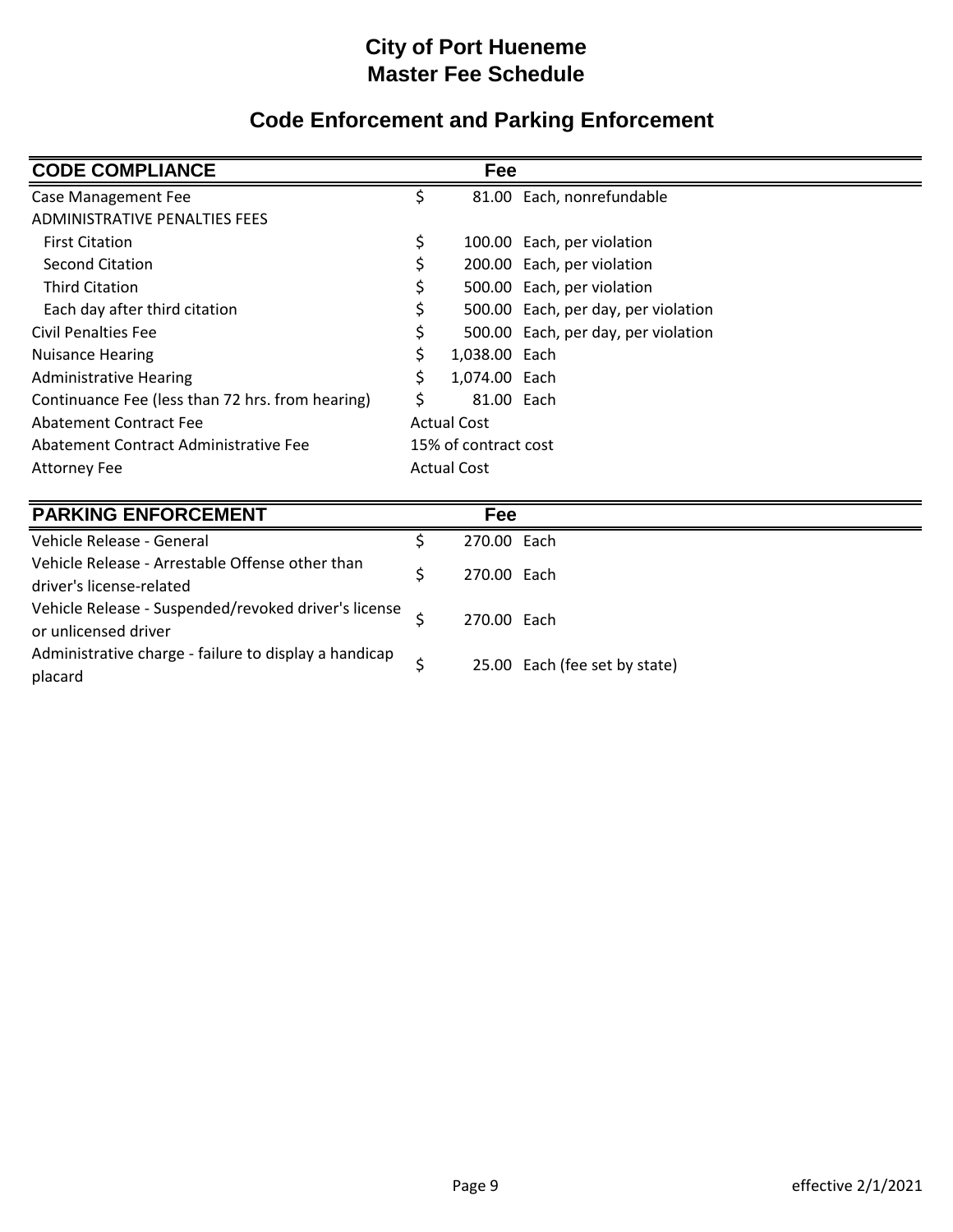# City of Port Hueneme
# Master Fee Schedule

## Code Enforcement and Parking Enforcement

| CODE COMPLIANCE | Fee | |
|---|---|---|
| Case Management Fee | $ 81.00 | Each, nonrefundable |
| ADMINISTRATIVE PENALTIES FEES | | |
| First Citation | $ 100.00 | Each, per violation |
| Second Citation | $ 200.00 | Each, per violation |
| Third Citation | $ 500.00 | Each, per violation |
| Each day after third citation | $ 500.00 | Each, per day, per violation |
| Civil Penalties Fee | $ 500.00 | Each, per day, per violation |
| Nuisance Hearing | $ 1,038.00 | Each |
| Administrative Hearing | $ 1,074.00 | Each |
| Continuance Fee (less than 72 hrs. from hearing) | $ 81.00 | Each |
| Abatement Contract Fee | Actual Cost | |
| Abatement Contract Administrative Fee | 15% of contract cost | |
| Attorney Fee | Actual Cost | |

| PARKING ENFORCEMENT | Fee | |
|---|---|---|
| Vehicle Release - General | $ 270.00 | Each |
| Vehicle Release - Arrestable Offense other than driver's license-related | $ 270.00 | Each |
| Vehicle Release - Suspended/revoked driver's license or unlicensed driver | $ 270.00 | Each |
| Administrative charge - failure to display a handicap placard | $ 25.00 | Each (fee set by state) |

effective 2/1/2021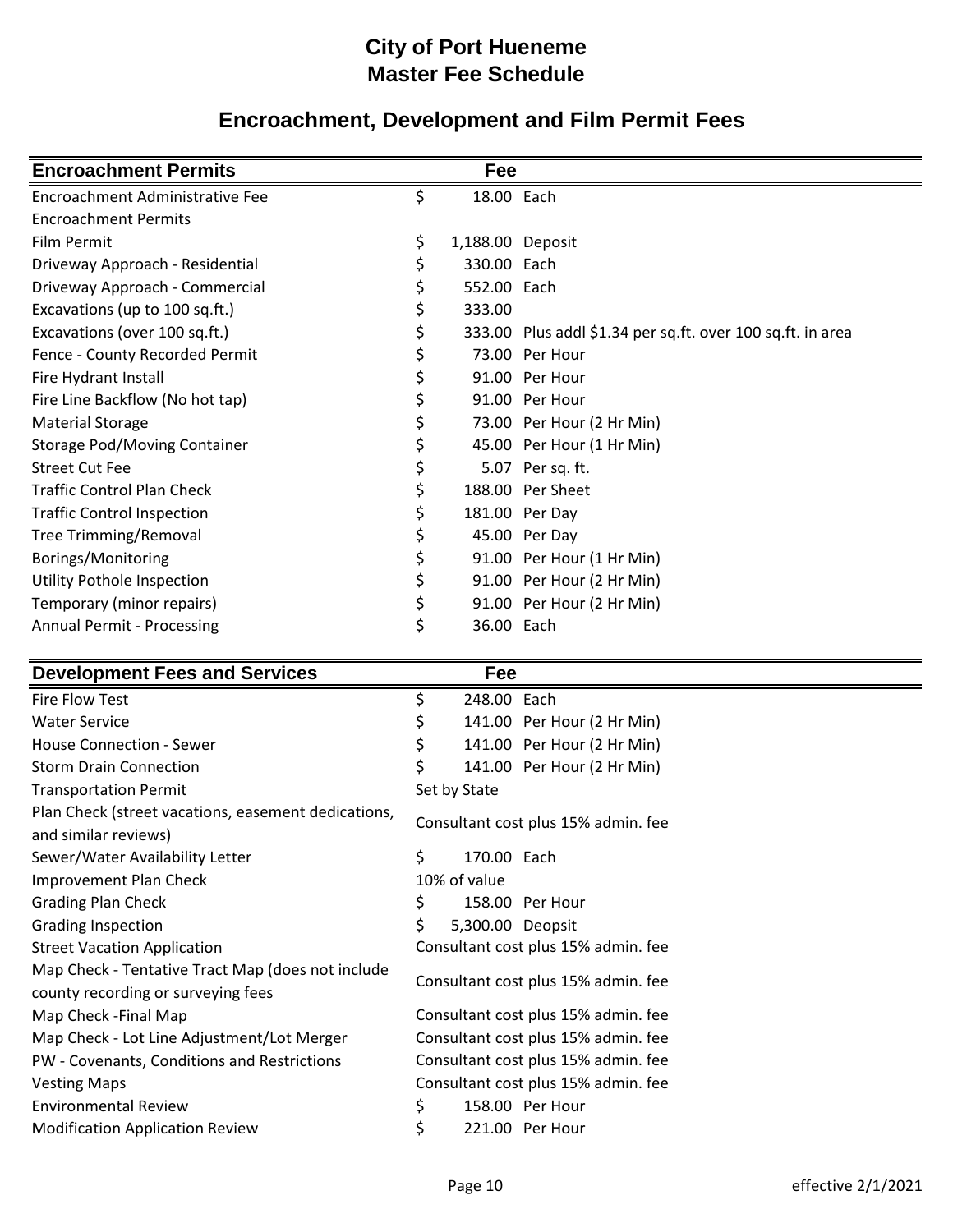# City of Port Hueneme
# Master Fee Schedule

## Encroachment, Development and Film Permit Fees

| Encroachment Permits | Fee | |
|---|---|---|
| Encroachment Administrative Fee | $ 18.00 | Each |
| Encroachment Permits | | |
| Film Permit | $ 1,188.00 | Deposit |
| Driveway Approach - Residential | $ 330.00 | Each |
| Driveway Approach - Commercial | $ 552.00 | Each |
| Excavations (up to 100 sq.ft.) | $ 333.00 | |
| Excavations (over 100 sq.ft.) | $ 333.00 | Plus addl $1.34 per sq.ft. over 100 sq.ft. in area |
| Fence - County Recorded Permit | $ 73.00 | Per Hour |
| Fire Hydrant Install | $ 91.00 | Per Hour |
| Fire Line Backflow (No hot tap) | $ 91.00 | Per Hour |
| Material Storage | $ 73.00 | Per Hour (2 Hr Min) |
| Storage Pod/Moving Container | $ 45.00 | Per Hour (1 Hr Min) |
| Street Cut Fee | $ 5.07 | Per sq. ft. |
| Traffic Control Plan Check | $ 188.00 | Per Sheet |
| Traffic Control Inspection | $ 181.00 | Per Day |
| Tree Trimming/Removal | $ 45.00 | Per Day |
| Borings/Monitoring | $ 91.00 | Per Hour (1 Hr Min) |
| Utility Pothole Inspection | $ 91.00 | Per Hour (2 Hr Min) |
| Temporary (minor repairs) | $ 91.00 | Per Hour (2 Hr Min) |
| Annual Permit - Processing | $ 36.00 | Each |

| Development Fees and Services | Fee | |
|---|---|---|
| Fire Flow Test | $ 248.00 | Each |
| Water Service | $ 141.00 | Per Hour (2 Hr Min) |
| House Connection - Sewer | $ 141.00 | Per Hour (2 Hr Min) |
| Storm Drain Connection | $ 141.00 | Per Hour (2 Hr Min) |
| Transportation Permit | Set by State | |
| Plan Check (street vacations, easement dedications, and similar reviews) | Consultant cost plus 15% admin. fee | |
| Sewer/Water Availability Letter | $ 170.00 | Each |
| Improvement Plan Check | 10% of value | |
| Grading Plan Check | $ 158.00 | Per Hour |
| Grading Inspection | $ 5,300.00 | Deopsit |
| Street Vacation Application | Consultant cost plus 15% admin. fee | |
| Map Check - Tentative Tract Map (does not include county recording or surveying fees | Consultant cost plus 15% admin. fee | |
| Map Check -Final Map | Consultant cost plus 15% admin. fee | |
| Map Check - Lot Line Adjustment/Lot Merger | Consultant cost plus 15% admin. fee | |
| PW - Covenants, Conditions and Restrictions | Consultant cost plus 15% admin. fee | |
| Vesting Maps | Consultant cost plus 15% admin. fee | |
| Environmental Review | $ 158.00 | Per Hour |
| Modification Application Review | $ 221.00 | Per Hour |

effective 2/1/2021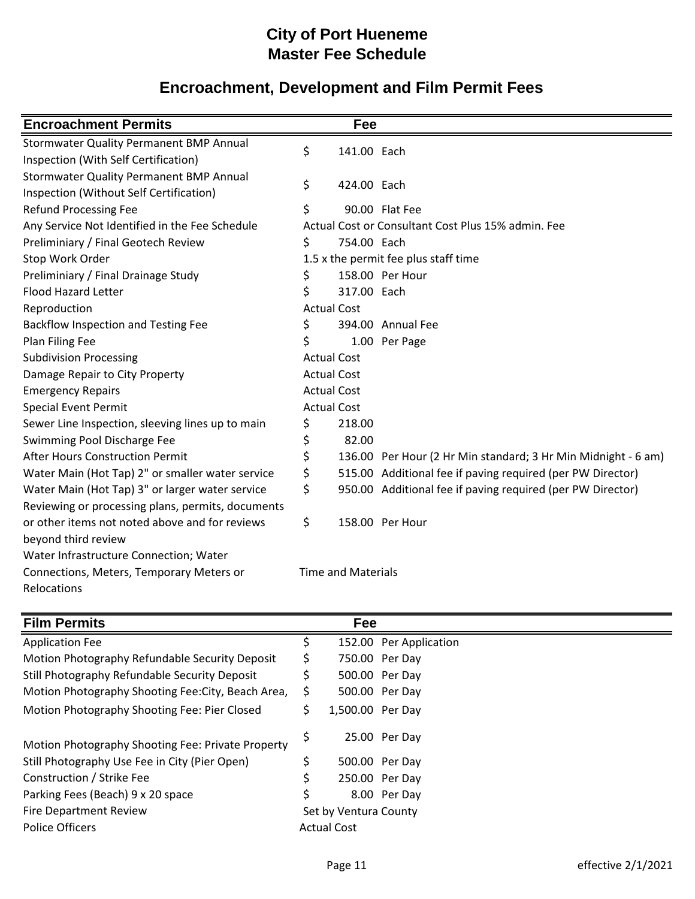# City of Port Hueneme
# Master Fee Schedule

## Encroachment, Development and Film Permit Fees

| Encroachment Permits | Fee | |
|---|---|---|
| Stormwater Quality Permanent BMP Annual Inspection (With Self Certification) | $ 141.00 | Each |
| Stormwater Quality Permanent BMP Annual Inspection (Without Self Certification) | $ 424.00 | Each |
| Refund Processing Fee | $ 90.00 | Flat Fee |
| Any Service Not Identified in the Fee Schedule | Actual Cost or Consultant Cost Plus 15% admin. Fee | |
| Preliminiary / Final Geotech Review | $ 754.00 | Each |
| Stop Work Order | 1.5 x the permit fee plus staff time | |
| Preliminiary / Final Drainage Study | $ 158.00 | Per Hour |
| Flood Hazard Letter | $ 317.00 | Each |
| Reproduction | Actual Cost | |
| Backflow Inspection and Testing Fee | $ 394.00 | Annual Fee |
| Plan Filing Fee | $ 1.00 | Per Page |
| Subdivision Processing | Actual Cost | |
| Damage Repair to City Property | Actual Cost | |
| Emergency Repairs | Actual Cost | |
| Special Event Permit | Actual Cost | |
| Sewer Line Inspection, sleeving lines up to main | $ 218.00 | |
| Swimming Pool Discharge Fee | $ 82.00 | |
| After Hours Construction Permit | $ 136.00 | Per Hour (2 Hr Min standard; 3 Hr Min Midnight - 6 am) |
| Water Main (Hot Tap) 2" or smaller water service | $ 515.00 | Additional fee if paving required (per PW Director) |
| Water Main (Hot Tap) 3" or larger water service | $ 950.00 | Additional fee if paving required (per PW Director) |
| Reviewing or processing plans, permits, documents or other items not noted above and for reviews beyond third review | $ 158.00 | Per Hour |
| Water Infrastructure Connection; Water Connections, Meters, Temporary Meters or Relocations | Time and Materials | |

| Film Permits | Fee | |
|---|---|---|
| Application Fee | $ 152.00 | Per Application |
| Motion Photography Refundable Security Deposit | $ 750.00 | Per Day |
| Still Photography Refundable Security Deposit | $ 500.00 | Per Day |
| Motion Photography Shooting Fee:City, Beach Area, | $ 500.00 | Per Day |
| Motion Photography Shooting Fee: Pier Closed | $ 1,500.00 | Per Day |
| Motion Photography Shooting Fee: Private Property | $ 25.00 | Per Day |
| Still Photography Use Fee in City (Pier Open) | $ 500.00 | Per Day |
| Construction / Strike Fee | $ 250.00 | Per Day |
| Parking Fees (Beach) 9 x 20 space | $ 8.00 | Per Day |
| Fire Department Review | Set by Ventura County | |
| Police Officers | Actual Cost | |

effective 2/1/2021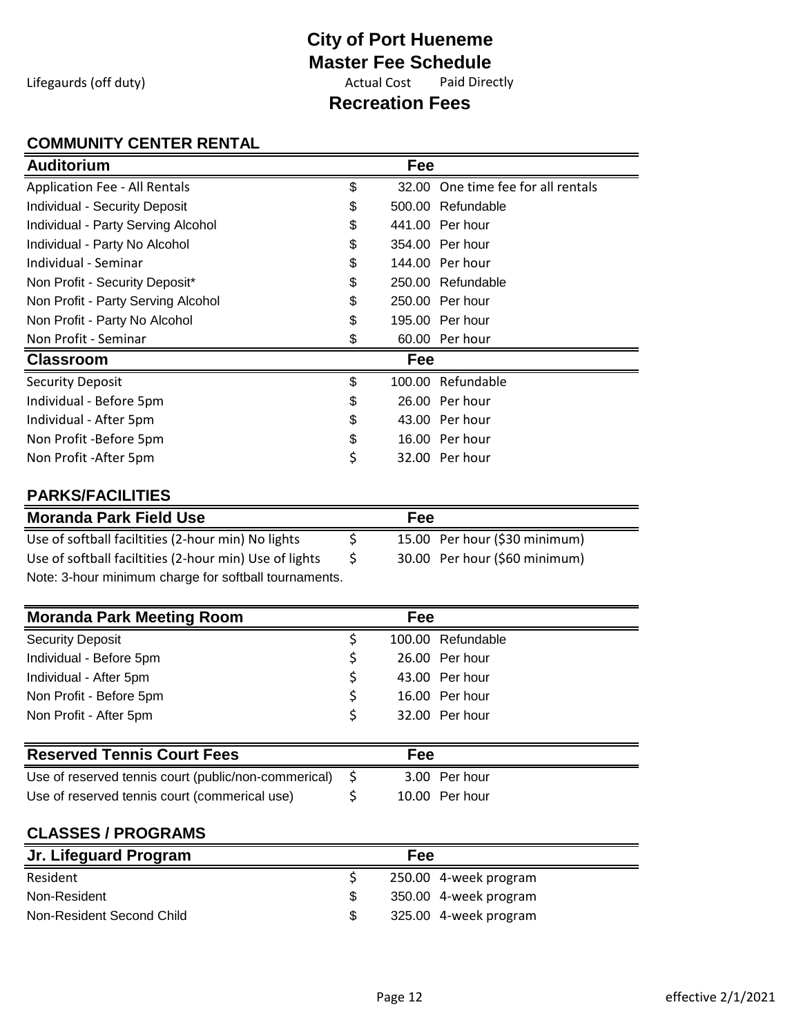# City of Port Hueneme
# Master Fee Schedule

Lifegaurds (off duty) | Actual Cost | Paid Directly

## Recreation Fees

### COMMUNITY CENTER RENTAL

| Auditorium | Fee | |
|---|---|---|
| Application Fee - All Rentals | $ 32.00 | One time fee for all rentals |
| Individual - Security Deposit | $ 500.00 | Refundable |
| Individual - Party Serving Alcohol | $ 441.00 | Per hour |
| Individual - Party No Alcohol | $ 354.00 | Per hour |
| Individual - Seminar | $ 144.00 | Per hour |
| Non Profit - Security Deposit* | $ 250.00 | Refundable |
| Non Profit - Party Serving Alcohol | $ 250.00 | Per hour |
| Non Profit - Party No Alcohol | $ 195.00 | Per hour |
| Non Profit - Seminar | $ 60.00 | Per hour |

| Classroom | Fee | |
|---|---|---|
| Security Deposit | $ 100.00 | Refundable |
| Individual - Before 5pm | $ 26.00 | Per hour |
| Individual - After 5pm | $ 43.00 | Per hour |
| Non Profit -Before 5pm | $ 16.00 | Per hour |
| Non Profit -After 5pm | $ 32.00 | Per hour |

### PARKS/FACILITIES

| Moranda Park Field Use | Fee | |
|---|---|---|
| Use of softball faciltities (2-hour min) No lights | $ 15.00 | Per hour ($30 minimum) |
| Use of softball faciltities (2-hour min) Use of lights | $ 30.00 | Per hour ($60 minimum) |

Note: 3-hour minimum charge for softball tournaments.

| Moranda Park Meeting Room | Fee | |
|---|---|---|
| Security Deposit | $ 100.00 | Refundable |
| Individual - Before 5pm | $ 26.00 | Per hour |
| Individual - After 5pm | $ 43.00 | Per hour |
| Non Profit - Before 5pm | $ 16.00 | Per hour |
| Non Profit - After 5pm | $ 32.00 | Per hour |

| Reserved Tennis Court Fees | Fee | |
|---|---|---|
| Use of reserved tennis court (public/non-commerical) | $ 3.00 | Per hour |
| Use of reserved tennis court (commerical use) | $ 10.00 | Per hour |

### CLASSES / PROGRAMS

| Jr. Lifeguard Program | Fee | |
|---|---|---|
| Resident | $ 250.00 | 4-week program |
| Non-Resident | $ 350.00 | 4-week program |
| Non-Resident Second Child | $ 325.00 | 4-week program |

effective 2/1/2021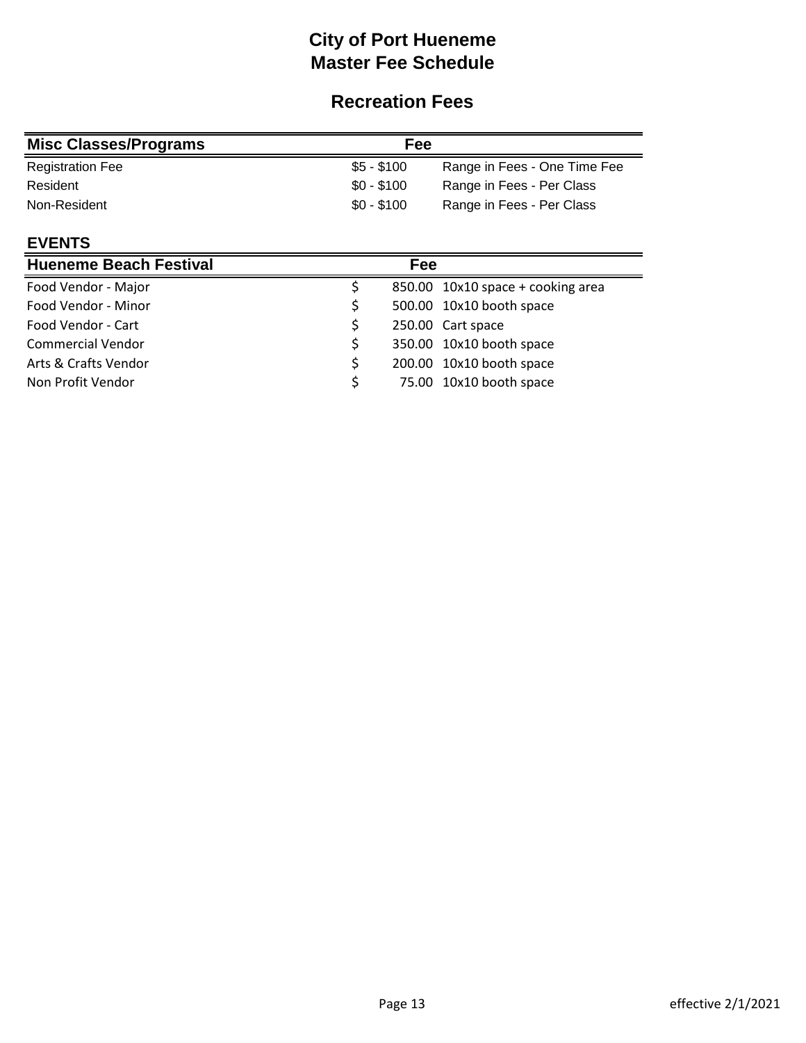# City of Port Hueneme
# Master Fee Schedule

## Recreation Fees

| Misc Classes/Programs | Fee | |
|---|---|---|
| Registration Fee | \$5 - \$100 | Range in Fees - One Time Fee |
| Resident | \$0 - \$100 | Range in Fees - Per Class |
| Non-Resident | \$0 - \$100 | Range in Fees - Per Class |

### EVENTS

| Hueneme Beach Festival | Fee | |
|---|---|---|
| Food Vendor - Major | \$ 850.00 | 10x10 space + cooking area |
| Food Vendor - Minor | \$ 500.00 | 10x10 booth space |
| Food Vendor - Cart | \$ 250.00 | Cart space |
| Commercial Vendor | \$ 350.00 | 10x10 booth space |
| Arts & Crafts Vendor | \$ 200.00 | 10x10 booth space |
| Non Profit Vendor | \$ 75.00 | 10x10 booth space |

effective 2/1/2021